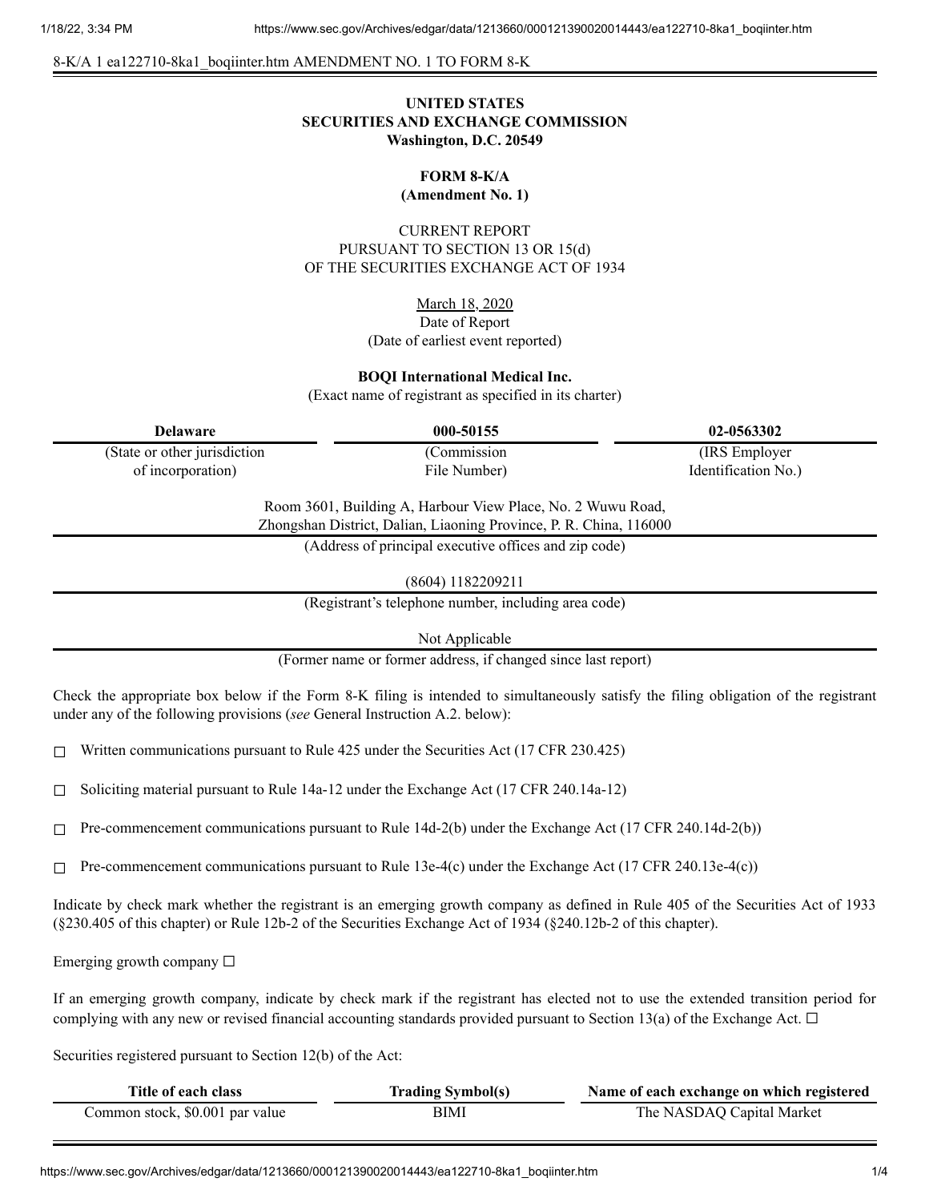8-K/A 1 ea122710-8ka1_boqiinter.htm AMENDMENT NO. 1 TO FORM 8-K

**UNITED STATES**
**SECURITIES AND EXCHANGE COMMISSION**
**Washington, D.C. 20549**

**FORM 8-K/A**
**(Amendment No. 1)**

CURRENT REPORT
PURSUANT TO SECTION 13 OR 15(d)
OF THE SECURITIES EXCHANGE ACT OF 1934

March 18, 2020
Date of Report
(Date of earliest event reported)

**BOQI International Medical Inc.**
(Exact name of registrant as specified in its charter)

| **Delaware** | **000-50155** | **02-0563302** |
|---|---|---|
| (State or other jurisdiction of incorporation) | (Commission File Number) | (IRS Employer Identification No.) |

Room 3601, Building A, Harbour View Place, No. 2 Wuwu Road,
Zhongshan District, Dalian, Liaoning Province, P. R. China, 116000
(Address of principal executive offices and zip code)

(8604) 1182209211
(Registrant's telephone number, including area code)

Not Applicable
(Former name or former address, if changed since last report)

Check the appropriate box below if the Form 8-K filing is intended to simultaneously satisfy the filing obligation of the registrant under any of the following provisions (*see* General Instruction A.2. below):

☐ Written communications pursuant to Rule 425 under the Securities Act (17 CFR 230.425)

☐ Soliciting material pursuant to Rule 14a-12 under the Exchange Act (17 CFR 240.14a-12)

☐ Pre-commencement communications pursuant to Rule 14d-2(b) under the Exchange Act (17 CFR 240.14d-2(b))

☐ Pre-commencement communications pursuant to Rule 13e-4(c) under the Exchange Act (17 CFR 240.13e-4(c))

Indicate by check mark whether the registrant is an emerging growth company as defined in Rule 405 of the Securities Act of 1933 (§230.405 of this chapter) or Rule 12b-2 of the Securities Exchange Act of 1934 (§240.12b-2 of this chapter).

Emerging growth company ☐

If an emerging growth company, indicate by check mark if the registrant has elected not to use the extended transition period for complying with any new or revised financial accounting standards provided pursuant to Section 13(a) of the Exchange Act. ☐

Securities registered pursuant to Section 12(b) of the Act:

| **Title of each class** | **Trading Symbol(s)** | **Name of each exchange on which registered** |
|---|---|---|
| Common stock, $0.001 par value | BIMI | The NASDAQ Capital Market |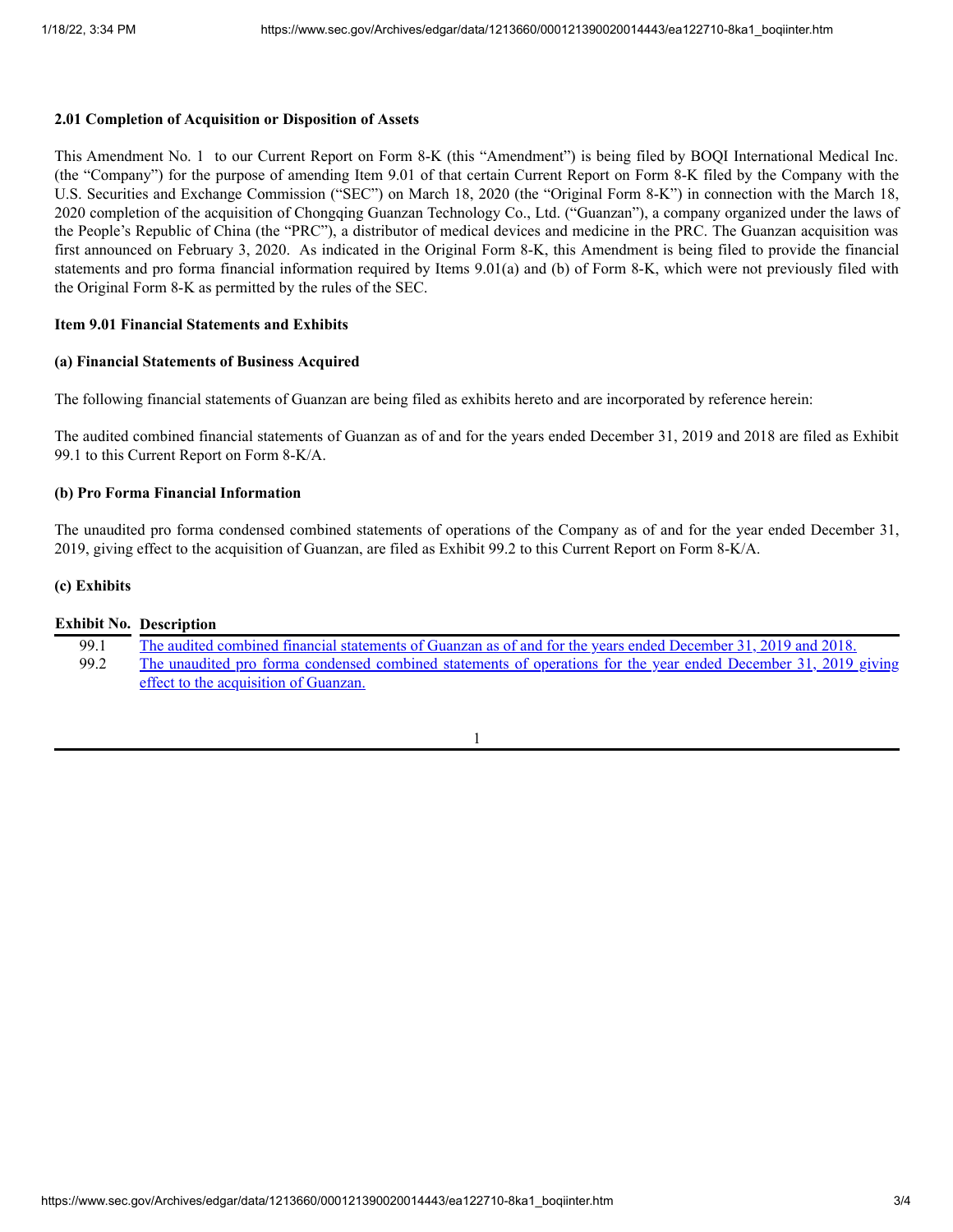**2.01 Completion of Acquisition or Disposition of Assets**

This Amendment No. 1 to our Current Report on Form 8-K (this "Amendment") is being filed by BOQI International Medical Inc. (the "Company") for the purpose of amending Item 9.01 of that certain Current Report on Form 8-K filed by the Company with the U.S. Securities and Exchange Commission ("SEC") on March 18, 2020 (the "Original Form 8-K") in connection with the March 18, 2020 completion of the acquisition of Chongqing Guanzan Technology Co., Ltd. ("Guanzan"), a company organized under the laws of the People's Republic of China (the "PRC"), a distributor of medical devices and medicine in the PRC. The Guanzan acquisition was first announced on February 3, 2020. As indicated in the Original Form 8-K, this Amendment is being filed to provide the financial statements and pro forma financial information required by Items 9.01(a) and (b) of Form 8-K, which were not previously filed with the Original Form 8-K as permitted by the rules of the SEC.

**Item 9.01 Financial Statements and Exhibits**

**(a) Financial Statements of Business Acquired**

The following financial statements of Guanzan are being filed as exhibits hereto and are incorporated by reference herein:

The audited combined financial statements of Guanzan as of and for the years ended December 31, 2019 and 2018 are filed as Exhibit 99.1 to this Current Report on Form 8-K/A.

**(b) Pro Forma Financial Information**

The unaudited pro forma condensed combined statements of operations of the Company as of and for the year ended December 31, 2019, giving effect to the acquisition of Guanzan, are filed as Exhibit 99.2 to this Current Report on Form 8-K/A.

**(c) Exhibits**

| Exhibit No. | Description |
|---|---|
| 99.1 | The audited combined financial statements of Guanzan as of and for the years ended December 31, 2019 and 2018. |
| 99.2 | The unaudited pro forma condensed combined statements of operations for the year ended December 31, 2019 giving effect to the acquisition of Guanzan. |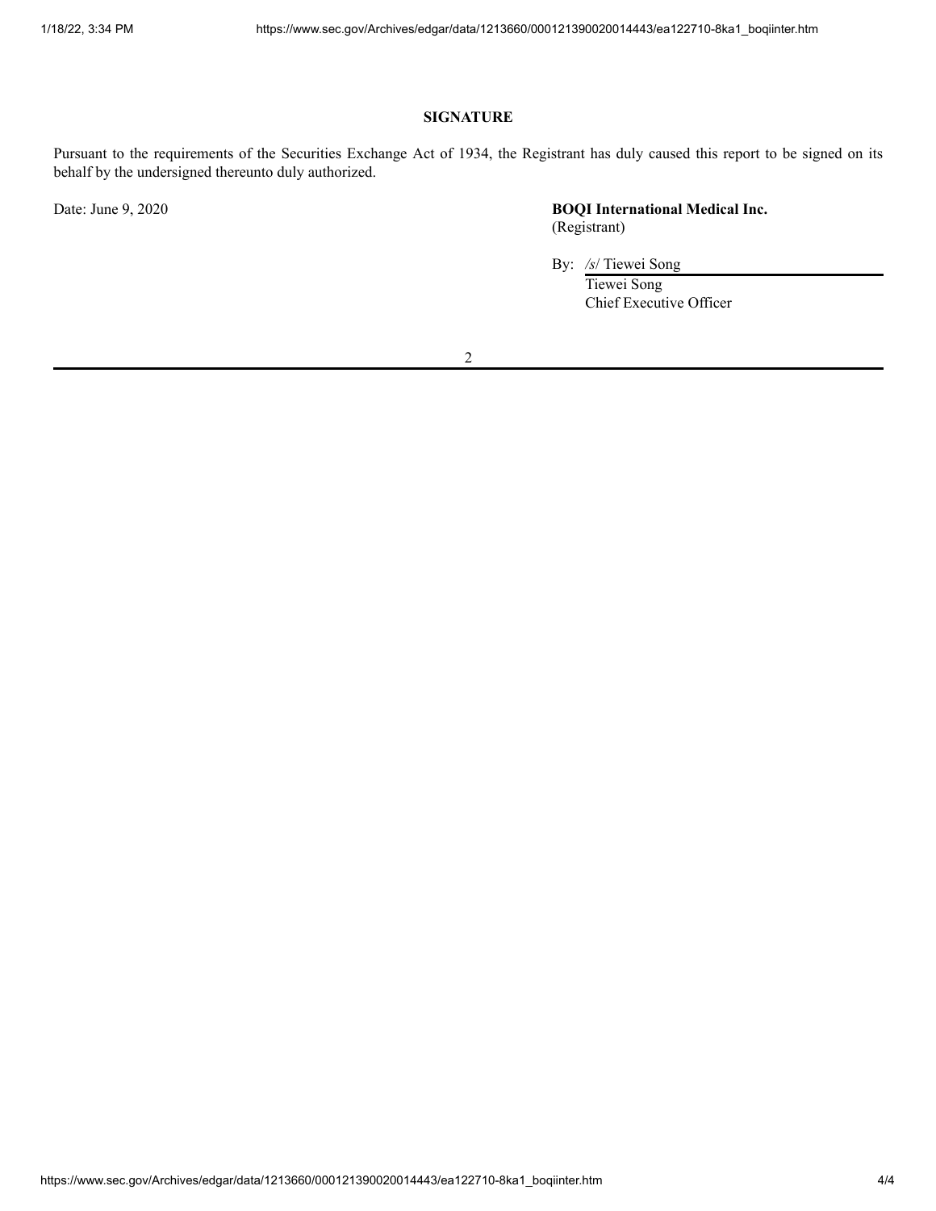## SIGNATURE

Pursuant to the requirements of the Securities Exchange Act of 1934, the Registrant has duly caused this report to be signed on its behalf by the undersigned thereunto duly authorized.

Date: June 9, 2020

**BOQI International Medical Inc.**
(Registrant)

By: */s/* Tiewei Song
Tiewei Song
Chief Executive Officer